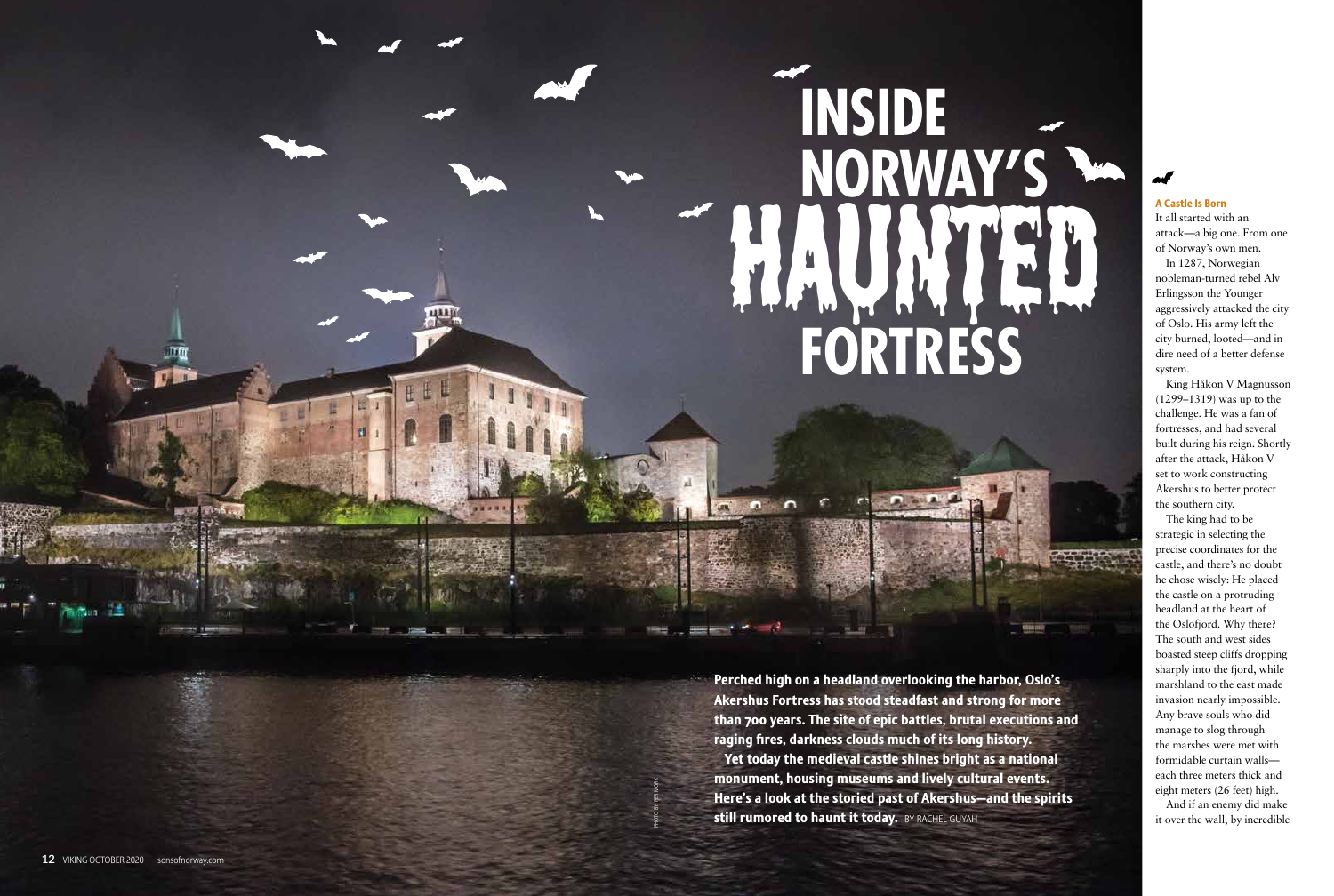# INSIDE NORWAY'S HAUNTED FORTRESS

**Perched high on a headland overlooking the harbor, Oslo's Akershus Fortress has stood steadfast and strong for more than 700 years. The site of epic battles, brutal executions and raging fires, darkness clouds much of its long history.**

**Yet today the medieval castle shines bright as a national monument, housing museums and lively cultural events. Here's a look at the storied past of Akershus—and the spirits still rumored to haunt it today.** BY RACHEL GUYAH

PHOTO BY: PER MORK

### A Castle Is Born

It all started with an attack—a big one. From one of Norway's own men.

In 1287, Norwegian nobleman-turned rebel Alv Erlingsson the Younger aggressively attacked the city of Oslo. His army left the city burned, looted—and in dire need of a better defense system.

King Håkon V Magnusson (1299–1319) was up to the challenge. He was a fan of fortresses, and had several built during his reign. Shortly after the attack, Håkon V set to work constructing Akershus to better protect the southern city.

The king had to be strategic in selecting the precise coordinates for the castle, and there's no doubt he chose wisely: He placed the castle on a protruding headland at the heart of the Oslofjord. Why there? The south and west sides boasted steep cliffs dropping sharply into the fjord, while marshland to the east made invasion nearly impossible. Any brave souls who did manage to slog through the marshes were met with formidable curtain walls—each three meters thick and eight meters (26 feet) high.

And if an enemy did make it over the wall, by incredible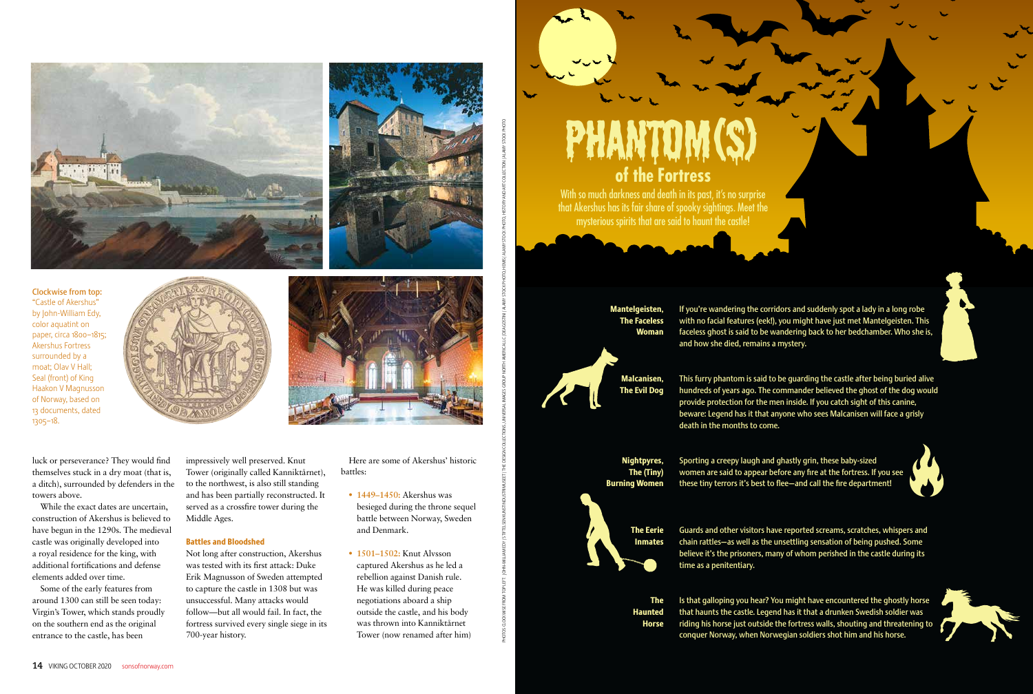Clockwise from top: "Castle of Akershus" by John-William Edy, color aquatint on paper, circa 1800–1815; Akershus Fortress surrounded by a moat; Olav V Hall; Seal (front) of King Haakon V Magnusson of Norway, based on 13 documents, dated 1305–18.

luck or perseverance? They would find themselves stuck in a dry moat (that is, a ditch), surrounded by defenders in the towers above.

While the exact dates are uncertain, construction of Akershus is believed to have begun in the 1290s. The medieval castle was originally developed into a royal residence for the king, with additional fortifications and defense elements added over time.

Some of the early features from around 1300 can still be seen today: Virgin's Tower, which stands proudly on the southern end as the original entrance to the castle, has been impressively well preserved. Knut Tower (originally called Kanniktårnet), to the northwest, is also still standing and has been partially reconstructed. It served as a crossfire tower during the Middle Ages.

### Battles and Bloodshed

Not long after construction, Akershus was tested with its first attack: Duke Erik Magnusson of Sweden attempted to capture the castle in 1308 but was unsuccessful. Many attacks would follow—but all would fail. In fact, the fortress survived every single siege in its 700-year history.

Here are some of Akershus' historic battles:

- **1449–1450:** Akershus was besieged during the throne sequel battle between Norway, Sweden and Denmark.
- **1501–1502:** Knut Alvsson captured Akershus as he led a rebellion against Danish rule. He was killed during peace negotiations aboard a ship outside the castle, and his body was thrown into Kanniktårnet Tower (now renamed after him)

PHOTOS: CLOCKWISE FROM TOP LEFT: JOHN-WILLIAM EDY | STIFTELSEN KUNSTINDUSTRIMUSEET | THE DESIGN COLLECTIONS; UNIVERSAL IMAGES GROUP NORTH AMERICA LLC /DEAGOSTINI | ALAMY STOCK PHOTO; HEMIS | ALAMY STOCK PHOTO; HISTORY AND ART COLLECTION | ALAMY STOCK PHOTO

# PHANTOM(S) of the Fortress

With so much darkness and death in its past, it's no surprise that Akershus has its fair share of spooky sightings. Meet the mysterious spirits that are said to haunt the castle!

**Mantelgeisten, The Faceless Woman**
If you're wandering the corridors and suddenly spot a lady in a long robe with no facial features (eek!), you might have just met Mantelgeisten. This faceless ghost is said to be wandering back to her bedchamber. Who she is, and how she died, remains a mystery.

**Malcanisen, The Evil Dog**
This furry phantom is said to be guarding the castle after being buried alive hundreds of years ago. The commander believed the ghost of the dog would provide protection for the men inside. If you catch sight of this canine, beware: Legend has it that anyone who sees Malcanisen will face a grisly death in the months to come.

**Nightpyres, The (Tiny) Burning Women**
Sporting a creepy laugh and ghastly grin, these baby-sized women are said to appear before any fire at the fortress. If you see these tiny terrors it's best to flee—and call the fire department!

**The Eerie Inmates**
Guards and other visitors have reported screams, scratches, whispers and chain rattles—as well as the unsettling sensation of being pushed. Some believe it's the prisoners, many of whom perished in the castle during its time as a penitentiary.

**The Haunted Horse**
Is that galloping you hear? You might have encountered the ghostly horse that haunts the castle. Legend has it that a drunken Swedish soldier was riding his horse just outside the fortress walls, shouting and threatening to conquer Norway, when Norwegian soldiers shot him and his horse.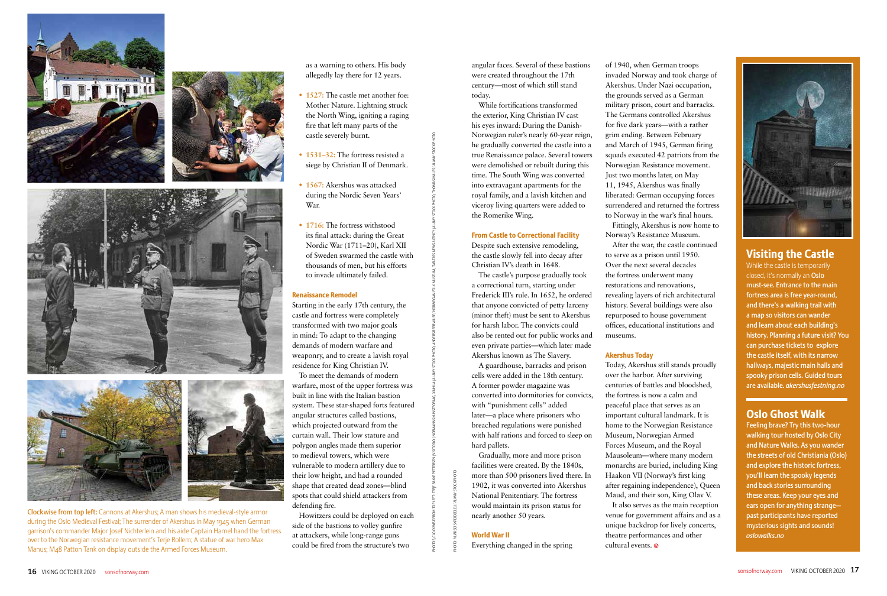as a warning to others. His body allegedly lay there for 12 years.

- **1527:** The castle met another foe: Mother Nature. Lightning struck the North Wing, igniting a raging fire that left many parts of the castle severely burnt.
- **1531–32:** The fortress resisted a siege by Christian II of Denmark.
- **1567:** Akershus was attacked during the Nordic Seven Years' War.
- **1716:** The fortress withstood its final attack: during the Great Nordic War (1711–20), Karl XII of Sweden swarmed the castle with thousands of men, but his efforts to invade ultimately failed.

### Renaissance Remodel

Starting in the early 17th century, the castle and fortress were completely transformed with two major goals in mind: To adapt to the changing demands of modern warfare and weaponry, and to create a lavish royal residence for King Christian IV.

To meet the demands of modern warfare, most of the upper fortress was built in line with the Italian bastion system. These star-shaped forts featured angular structures called bastions, which projected outward from the curtain wall. Their low stature and polygon angles made them superior to medieval towers, which were vulnerable to modern artillery due to their low height, and had a rounded shape that created dead zones—blind spots that could shield attackers from defending fire.

Howitzers could be deployed on each side of the bastions to volley gunfire at attackers, while long-range guns could be fired from the structure's two angular faces. Several of these bastions were created throughout the 17th century—most of which still stand today.

While fortifications transformed the exterior, King Christian IV cast his eyes inward: During the Danish-Norwegian ruler's nearly 60-year reign, he gradually converted the castle into a true Renaissance palace. Several towers were demolished or rebuilt during this time. The South Wing was converted into extravagant apartments for the royal family, and a lavish kitchen and viceroy living quarters were added to the Romerike Wing.

### From Castle to Correctional Facility

Despite such extensive remodeling, the castle slowly fell into decay after Christian IV's death in 1648.

The castle's purpose gradually took a correctional turn, starting under Frederick III's rule. In 1652, he ordered that anyone convicted of petty larceny (minor theft) must be sent to Akershus for harsh labor. The convicts could also be rented out for public works and even private parties—which later made Akershus known as The Slavery.

A guardhouse, barracks and prison cells were added in the 18th century. A former powder magazine was converted into dormitories for convicts, with "punishment cells" added later—a place where prisoners who breached regulations were punished with half rations and forced to sleep on hard pallets.

Gradually, more and more prison facilities were created. By the 1840s, more than 500 prisoners lived there. In 1902, it was converted into Akershus National Penitentiary. The fortress would maintain its prison status for nearly another 50 years.

### World War II

Everything changed in the spring of 1940, when German troops invaded Norway and took charge of Akershus. Under Nazi occupation, the grounds served as a German military prison, court and barracks. The Germans controlled Akershus for five dark years—with a rather grim ending. Between February and March of 1945, German firing squads executed 42 patriots from the Norwegian Resistance movement. Just two months later, on May 11, 1945, Akershus was finally liberated: German occupying forces surrendered and returned the fortress to Norway in the war's final hours.

Fittingly, Akershus is now home to Norway's Resistance Museum.

After the war, the castle continued to serve as a prison until 1950. Over the next several decades the fortress underwent many restorations and renovations, revealing layers of rich architectural history. Several buildings were also repurposed to house government offices, educational institutions and museums.

### Akershus Today

Today, Akershus still stands proudly over the harbor. After surviving centuries of battles and bloodshed, the fortress is now a calm and peaceful place that serves as an important cultural landmark. It is home to the Norwegian Resistance Museum, Norwegian Armed Forces Museum, and the Royal Mausoleum—where many modern monarchs are buried, including King Haakon VII (Norway's first king after regaining independence), Queen Maud, and their son, King Olav V.

It also serves as the main reception venue for government affairs and as a unique backdrop for lively concerts, theatre performances and other cultural events.

**Clockwise from top left:** Cannons at Akershus; A man shows his medieval-style armor during the Oslo Medieval Festival; The surrender of Akershus in May 1945 when German garrison's commander Major Josef Nichterlein and his aide Captain Hamel hand the fortress over to the Norwegian resistance movement's Terje Rollem; A statue of war hero Max Manus; M48 Patton Tank on display outside the Armed Forces Museum.

PHOTOS, CLOCKWISE FROM TOP LEFT: TERJE BAKKE PETTERSEN | VISITOSLO; NORMANNS KUNSTFORLAG, WIKIMEDIA | ALAMY STOCK PHOTO; ANDERS BEER WILSE | NORWEGIAN FOLK MUSEUM; ITAR-TASS NEWS AGENCY | ALAMY STOCK PHOTO; THOMAS MALES | ALAMY STOCK PHOTO

PHOTO: ALAKSEI SARISTELEU | ALAMY STOCK PHOTO

## Visiting the Castle

While the castle is temporarily closed, it's normally an **Oslo must-see. Entrance to the main fortress area is free year-round, and there's a walking trail with a map so visitors can wander and learn about each building's history. Planning a future visit? You can purchase tickets to explore the castle itself, with its narrow hallways, majestic main halls and spooky prison cells. Guided tours are available.** ***akershusfestning.no***

## Oslo Ghost Walk

**Feeling brave? Try this two-hour walking tour hosted by Oslo City and Nature Walks. As you wander the streets of old Christiania (Oslo) and explore the historic fortress, you'll learn the spooky legends and back stories surrounding these areas. Keep your eyes and ears open for anything strange—past participants have reported mysterious sights and sounds!** ***oslowalks.no***